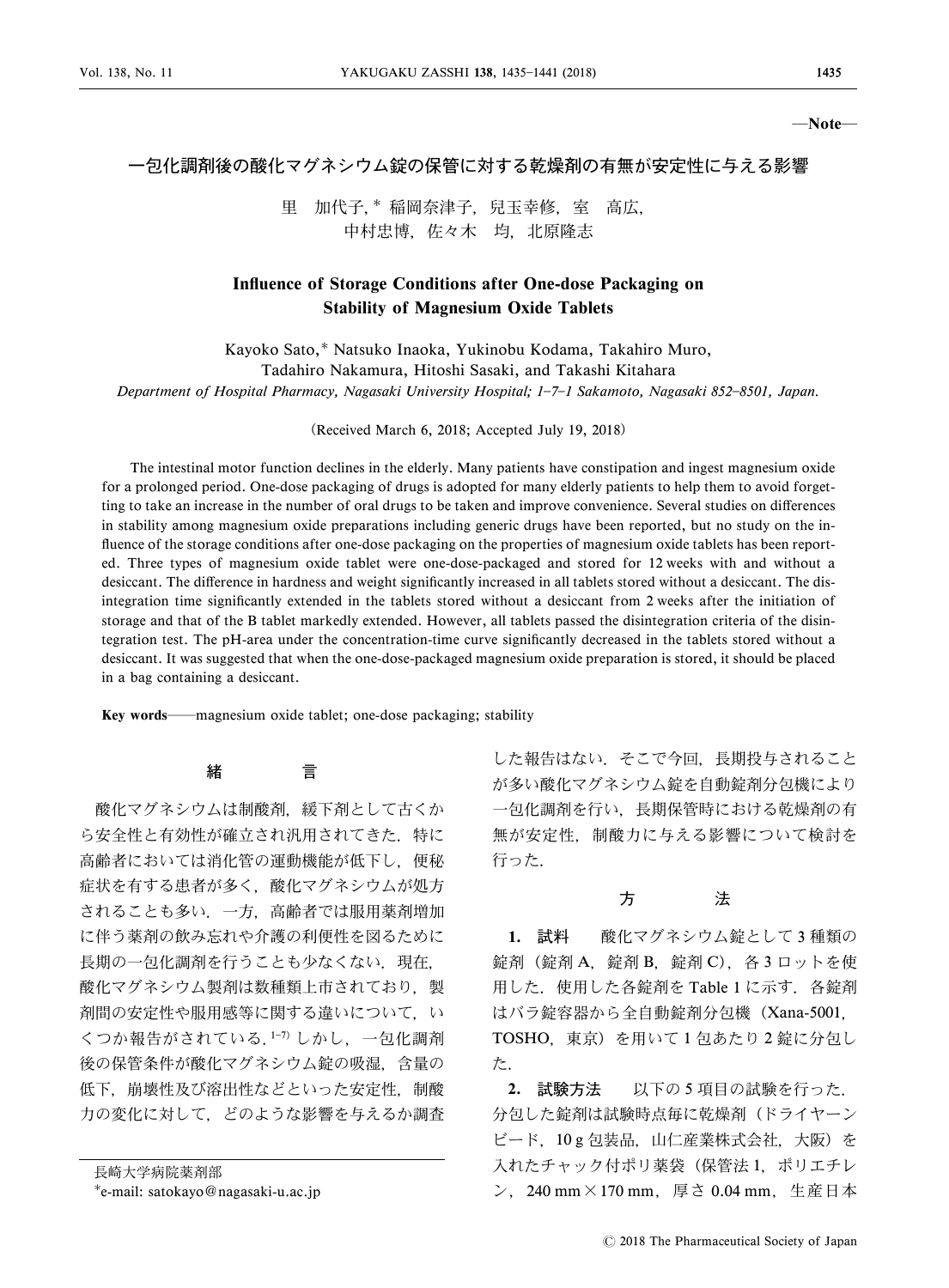—Note—

# 一包化調剤後の酸化マグネシウム錠の保管に対する乾燥剤の有無が安定性に与える影響

里　加代子,* 稲岡奈津子，兒玉幸修，室　高広，
中村忠博，佐々木　均，北原隆志

## Influence of Storage Conditions after One-dose Packaging on Stability of Magnesium Oxide Tablets

Kayoko Sato,* Natsuko Inaoka, Yukinobu Kodama, Takahiro Muro, Tadahiro Nakamura, Hitoshi Sasaki, and Takashi Kitahara

*Department of Hospital Pharmacy, Nagasaki University Hospital; 1–7–1 Sakamoto, Nagasaki 852–8501, Japan.*

(Received March 6, 2018; Accepted July 19, 2018)

The intestinal motor function declines in the elderly. Many patients have constipation and ingest magnesium oxide for a prolonged period. One-dose packaging of drugs is adopted for many elderly patients to help them to avoid forgetting to take an increase in the number of oral drugs to be taken and improve convenience. Several studies on differences in stability among magnesium oxide preparations including generic drugs have been reported, but no study on the influence of the storage conditions after one-dose packaging on the properties of magnesium oxide tablets has been reported. Three types of magnesium oxide tablet were one-dose-packaged and stored for 12 weeks with and without a desiccant. The difference in hardness and weight significantly increased in all tablets stored without a desiccant. The disintegration time significantly extended in the tablets stored without a desiccant from 2 weeks after the initiation of storage and that of the B tablet markedly extended. However, all tablets passed the disintegration criteria of the disintegration test. The pH-area under the concentration-time curve significantly decreased in the tablets stored without a desiccant. It was suggested that when the one-dose-packaged magnesium oxide preparation is stored, it should be placed in a bag containing a desiccant.

**Key words**——magnesium oxide tablet; one-dose packaging; stability

## 緒　　言

酸化マグネシウムは制酸剤，緩下剤として古くから安全性と有効性が確立され汎用されてきた．特に高齢者においては消化管の運動機能が低下し，便秘症状を有する患者が多く，酸化マグネシウムが処方されることも多い．一方，高齢者では服用薬剤増加に伴う薬剤の飲み忘れや介護の利便性を図るために長期の一包化調剤を行うことも少なくない．現在，酸化マグネシウム製剤は数種類上市されており，製剤間の安定性や服用感等に関する違いについて，いくつか報告がされている．[1–7] しかし，一包化調剤後の保管条件が酸化マグネシウム錠の吸湿，含量の低下，崩壊性及び溶出性などといった安定性，制酸力の変化に対して，どのような影響を与えるか調査した報告はない．そこで今回，長期投与されることが多い酸化マグネシウム錠を自動錠剤分包機により一包化調剤を行い，長期保管時における乾燥剤の有無が安定性，制酸力に与える影響について検討を行った．

## 方　　法

**1. 試料**　酸化マグネシウム錠として3種類の錠剤（錠剤A，錠剤B，錠剤C），各3ロットを使用した．使用した各錠剤をTable 1に示す．各錠剤はバラ錠容器から全自動錠剤分包機（Xana-5001, TOSHO，東京）を用いて1包あたり2錠に分包した．

**2. 試験方法**　以下の5項目の試験を行った．分包した錠剤は試験時点毎に乾燥剤（ドライヤーンビード，10 g包装品，山仁産業株式会社，大阪）を入れたチャック付ポリ薬袋（保管法1，ポリエチレン，240 mm×170 mm，厚さ0.04 mm，生産日本

長崎大学病院薬剤部
*e-mail: satokayo@nagasaki-u.ac.jp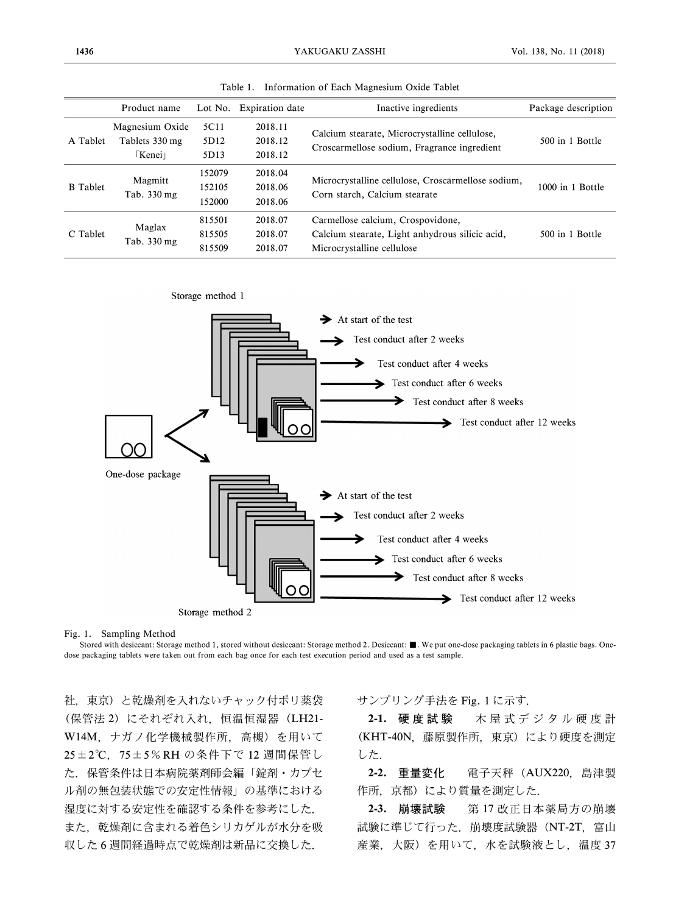Table 1. Information of Each Magnesium Oxide Tablet

| | Product name | Lot No. | Expiration date | Inactive ingredients | Package description |
|---|---|---|---|---|---|
| A Tablet | Magnesium Oxide Tablets 330 mg 「Kenei」 | 5C11<br>5D12<br>5D13 | 2018.11<br>2018.12<br>2018.12 | Calcium stearate, Microcrystalline cellulose, Croscarmellose sodium, Fragrance ingredient | 500 in 1 Bottle |
| B Tablet | Magmitt Tab. 330 mg | 152079<br>152105<br>152000 | 2018.04<br>2018.06<br>2018.06 | Microcrystalline cellulose, Croscarmellose sodium, Corn starch, Calcium stearate | 1000 in 1 Bottle |
| C Tablet | Maglax Tab. 330 mg | 815501<br>815505<br>815509 | 2018.07<br>2018.07<br>2018.07 | Carmellose calcium, Crospovidone, Calcium stearate, Light anhydrous silicic acid, Microcrystalline cellulose | 500 in 1 Bottle |

Fig. 1. Sampling Method

Stored with desiccant: Storage method 1, stored without desiccant: Storage method 2. Desiccant: ■. We put one-dose packaging tablets in 6 plastic bags. One-dose packaging tablets were taken out from each bag once for each test execution period and used as a test sample.

社，東京）と乾燥剤を入れないチャック付ポリ薬袋（保管法 2）にそれぞれ入れ，恒温恒湿器（LH21-W14M，ナガノ化学機械製作所，高槻）を用いて 25±2℃，75±5％RH の条件下で 12 週間保管した．保管条件は日本病院薬剤師会編「錠剤・カプセル剤の無包装状態での安定性情報」の基準における湿度に対する安定性を確認する条件を参考にした．また，乾燥剤に含まれる着色シリカゲルが水分を吸収した 6 週間経過時点で乾燥剤は新品に交換した．サンプリング手法を Fig. 1 に示す．

**2-1. 硬度試験**　木屋式デジタル硬度計（KHT-40N，藤原製作所，東京）により硬度を測定した．

**2-2. 重量変化**　電子天秤（AUX220，島津製作所，京都）により質量を測定した．

**2-3. 崩壊試験**　第 17 改正日本薬局方の崩壊試験に準じて行った．崩壊度試験器（NT-2T，富山産業，大阪）を用いて，水を試験液とし，温度 37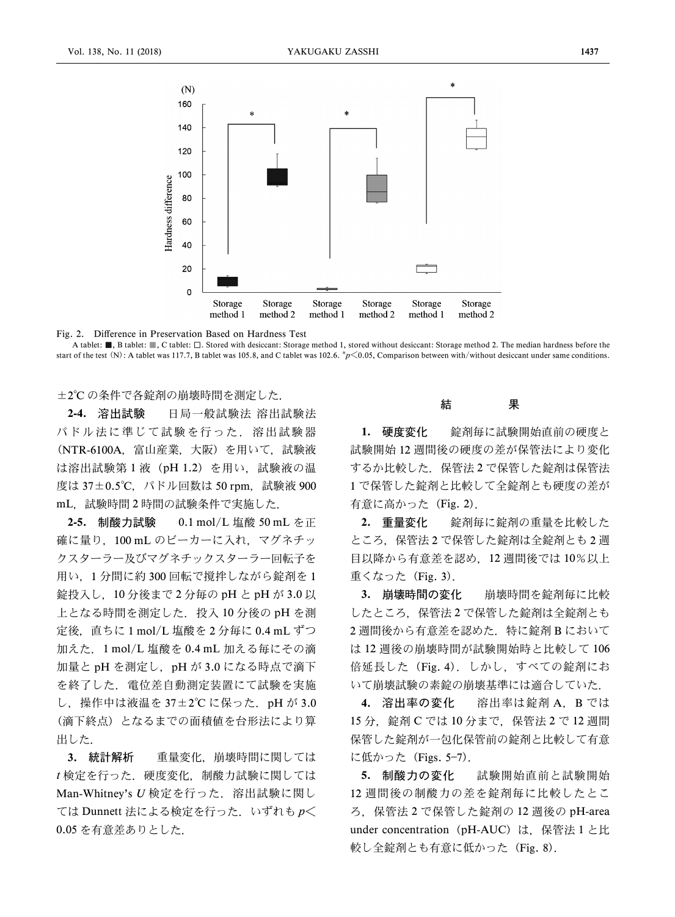Fig. 2. Difference in Preservation Based on Hardness Test

A tablet: ■, B tablet: ■, C tablet: □. Stored with desiccant: Storage method 1, stored without desiccant: Storage method 2. The median hardness before the start of the test (N): A tablet was 117.7, B tablet was 105.8, and C tablet was 102.6. \*$p<0.05$, Comparison between with/without desiccant under same conditions.

±2℃の条件で各錠剤の崩壊時間を測定した．

**2-4. 溶出試験**　日局一般試験法 溶出試験法パドル法に準じて試験を行った．溶出試験器（NTR-6100A，富山産業，大阪）を用いて，試験液は溶出試験第1液（pH 1.2）を用い，試験液の温度は37±0.5℃，パドル回数は50 rpm，試験液900 mL，試験時間2時間の試験条件で実施した．

**2-5. 制酸力試験**　0.1 mol/L 塩酸 50 mL を正確に量り，100 mL のビーカーに入れ，マグネチックスターラー及びマグネチックスターラー回転子を用い，1分間に約300回転で撹拌しながら錠剤を1錠投入し，10分後まで2分毎の pH と pH が3.0以上となる時間を測定した．投入10分後の pH を測定後，直ちに1 mol/L 塩酸を2分毎に0.4 mL ずつ加えた．1 mol/L 塩酸を0.4 mL 加える毎にその滴加量と pH を測定し，pH が3.0になる時点で滴下を終了した．電位差自動測定装置にて試験を実施し，操作中は液温を37±2℃に保った．pH が3.0（滴下終点）となるまでの面積値を台形法により算出した．

**3. 統計解析**　重量変化，崩壊時間に関しては $t$ 検定を行った．硬度変化，制酸力試験に関しては Man-Whitney's $U$ 検定を行った．溶出試験に関しては Dunnett 法による検定を行った．いずれも $p<0.05$ を有意差ありとした．

## 結　　果

**1. 硬度変化**　錠剤毎に試験開始直前の硬度と試験開始12週間後の硬度の差が保管法により変化するか比較した．保管法2で保管した錠剤は保管法1で保管した錠剤と比較して全錠剤とも硬度の差が有意に高かった（Fig. 2）．

**2. 重量変化**　錠剤毎に錠剤の重量を比較したところ，保管法2で保管した錠剤は全錠剤とも2週目以降から有意差を認め，12週間後では10%以上重くなった（Fig. 3）．

**3. 崩壊時間の変化**　崩壊時間を錠剤毎に比較したところ，保管法2で保管した錠剤は全錠剤とも2週間後から有意差を認めた．特に錠剤Bにおいては12週後の崩壊時間が試験開始時と比較して106倍延長した（Fig. 4）．しかし，すべての錠剤において崩壊試験の素錠の崩壊基準には適合していた．

**4. 溶出率の変化**　溶出率は錠剤A，Bでは15分，錠剤Cでは10分まで，保管法2で12週間保管した錠剤が一包化保管前の錠剤と比較して有意に低かった（Figs. 5–7）．

**5. 制酸力の変化**　試験開始直前と試験開始12週間後の制酸力の差を錠剤毎に比較したところ，保管法2で保管した錠剤の12週後の pH-area under concentration（pH-AUC）は，保管法1と比較し全錠剤とも有意に低かった（Fig. 8）．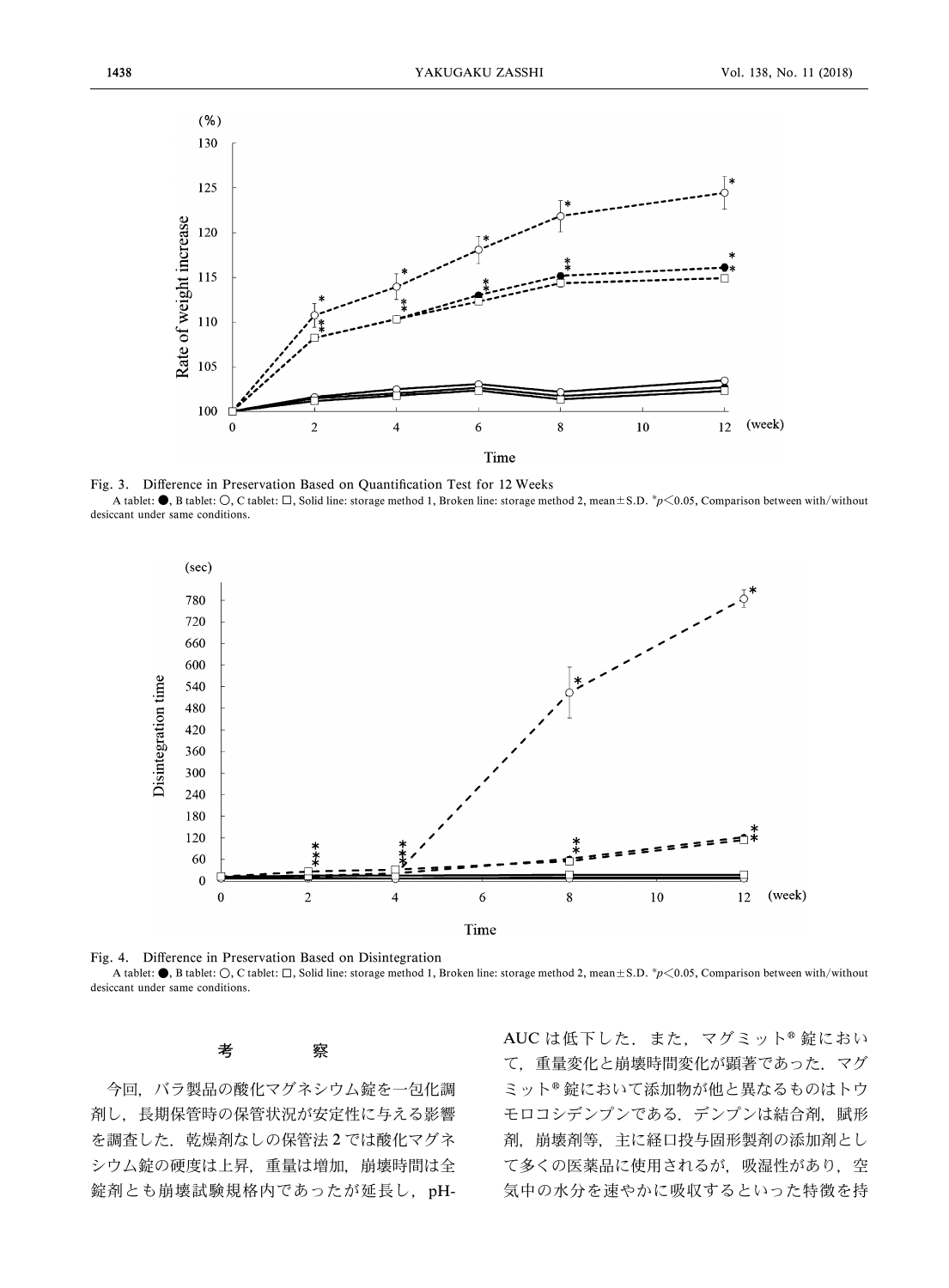Fig. 3. Difference in Preservation Based on Quantification Test for 12 Weeks

A tablet: ●, B tablet: ○, C tablet: □, Solid line: storage method 1, Broken line: storage method 2, mean±S.D. * $p<0.05$, Comparison between with/without desiccant under same conditions.

Fig. 4. Difference in Preservation Based on Disintegration

A tablet: ●, B tablet: ○, C tablet: □, Solid line: storage method 1, Broken line: storage method 2, mean±S.D. * $p<0.05$, Comparison between with/without desiccant under same conditions.

## 考　　察

今回，バラ製品の酸化マグネシウム錠を一包化調剤し，長期保管時の保管状況が安定性に与える影響を調査した．乾燥剤なしの保管法 2 では酸化マグネシウム錠の硬度は上昇，重量は増加，崩壊時間は全錠剤とも崩壊試験規格内であったが延長し，pH-AUC は低下した．また，マグミット® 錠において，重量変化と崩壊時間変化が顕著であった．マグミット® 錠において添加物が他と異なるものはトウモロコシデンプンである．デンプンは結合剤，賦形剤，崩壊剤等，主に経口投与固形製剤の添加剤として多くの医薬品に使用されるが，吸湿性があり，空気中の水分を速やかに吸収するといった特徴を持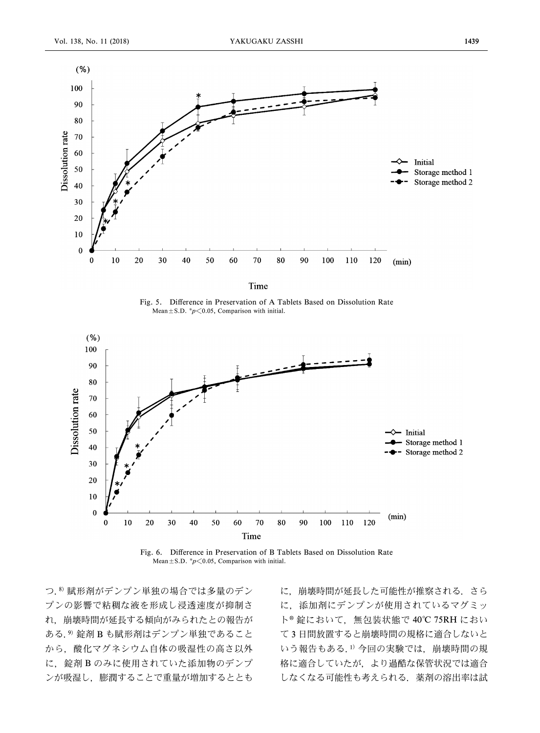Fig. 5. Difference in Preservation of A Tablets Based on Dissolution Rate
Mean±S.D. \*$p<0.05$, Comparison with initial.

Fig. 6. Difference in Preservation of B Tablets Based on Dissolution Rate
Mean±S.D. \*$p<0.05$, Comparison with initial.

つ.[8] 賦形剤がデンプン単独の場合では多量のデンプンの影響で粘稠な液を形成し浸透速度が抑制され，崩壊時間が延長する傾向がみられたとの報告がある.[9] 錠剤 B も賦形剤はデンプン単独であることから，酸化マグネシウム自体の吸湿性の高さ以外に，錠剤 B のみに使用されていた添加物のデンプンが吸湿し，膨潤することで重量が増加するとともに，崩壊時間が延長した可能性が推察される．さらに，添加剤にデンプンが使用されているマグミット® 錠において，無包装状態で 40℃ 75RH において 3 日間放置すると崩壊時間の規格に適合しないという報告もある.[1] 今回の実験では，崩壊時間の規格に適合していたが，より過酷な保管状況では適合しなくなる可能性も考えられる．薬剤の溶出率は試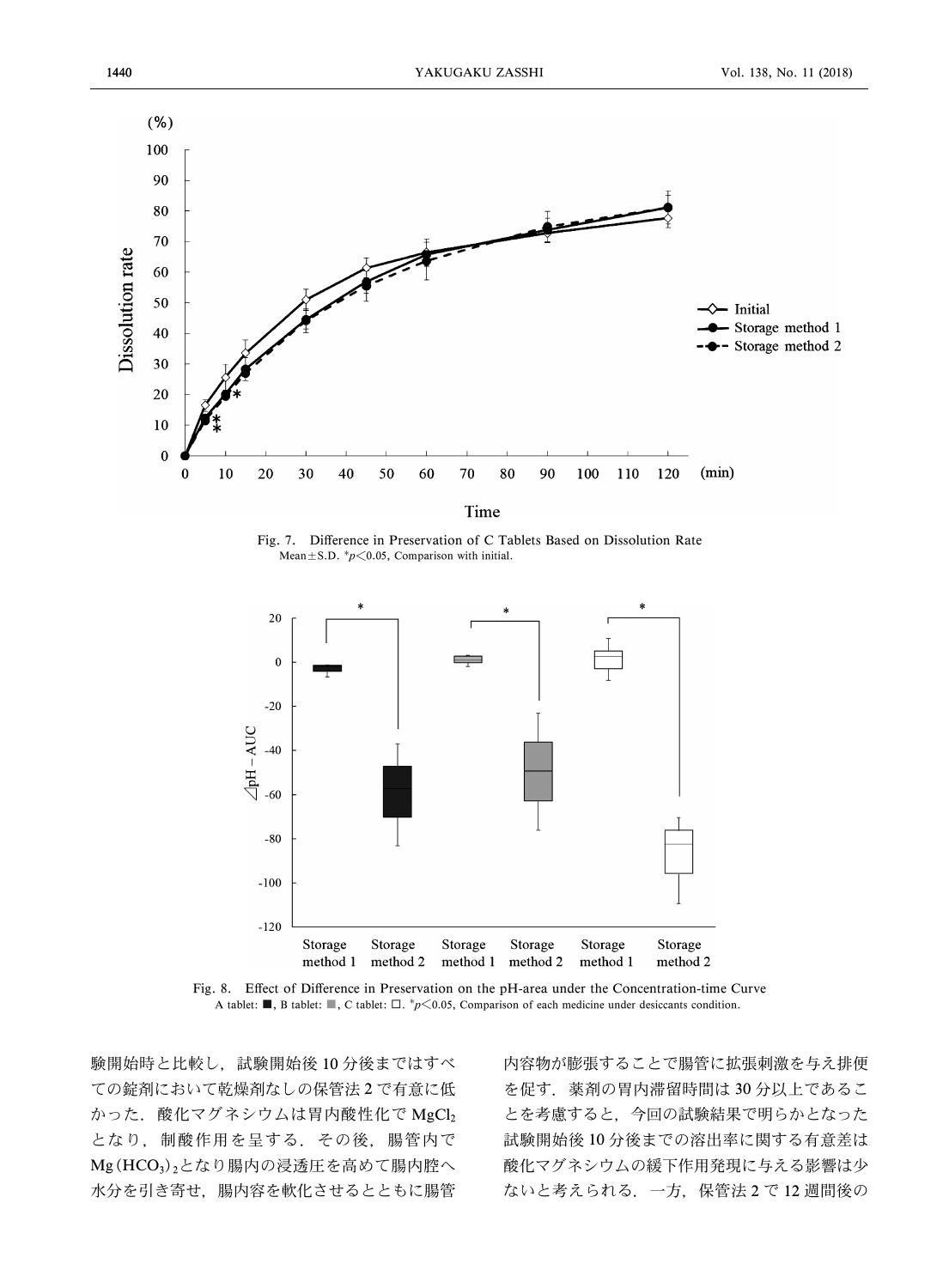Fig. 7. Difference in Preservation of C Tablets Based on Dissolution Rate
Mean±S.D. *$p<0.05$, Comparison with initial.

Fig. 8. Effect of Difference in Preservation on the pH-area under the Concentration-time Curve
A tablet: ■, B tablet: ■, C tablet: □. *$p<0.05$, Comparison of each medicine under desiccants condition.

験開始時と比較し，試験開始後10分後まではすべての錠剤において乾燥剤なしの保管法2で有意に低かった．酸化マグネシウムは胃内酸性化で $MgCl_2$ となり，制酸作用を呈する．その後，腸管内で $Mg(HCO_3)_2$ となり腸内の浸透圧を高めて腸内腔へ水分を引き寄せ，腸内容を軟化させるとともに腸管内容物が膨張することで腸管に拡張刺激を与え排便を促す．薬剤の胃内滞留時間は30分以上であることを考慮すると，今回の試験結果で明らかとなった試験開始後10分後までの溶出率に関する有意差は酸化マグネシウムの緩下作用発現に与える影響は少ないと考えられる．一方，保管法2で12週間後の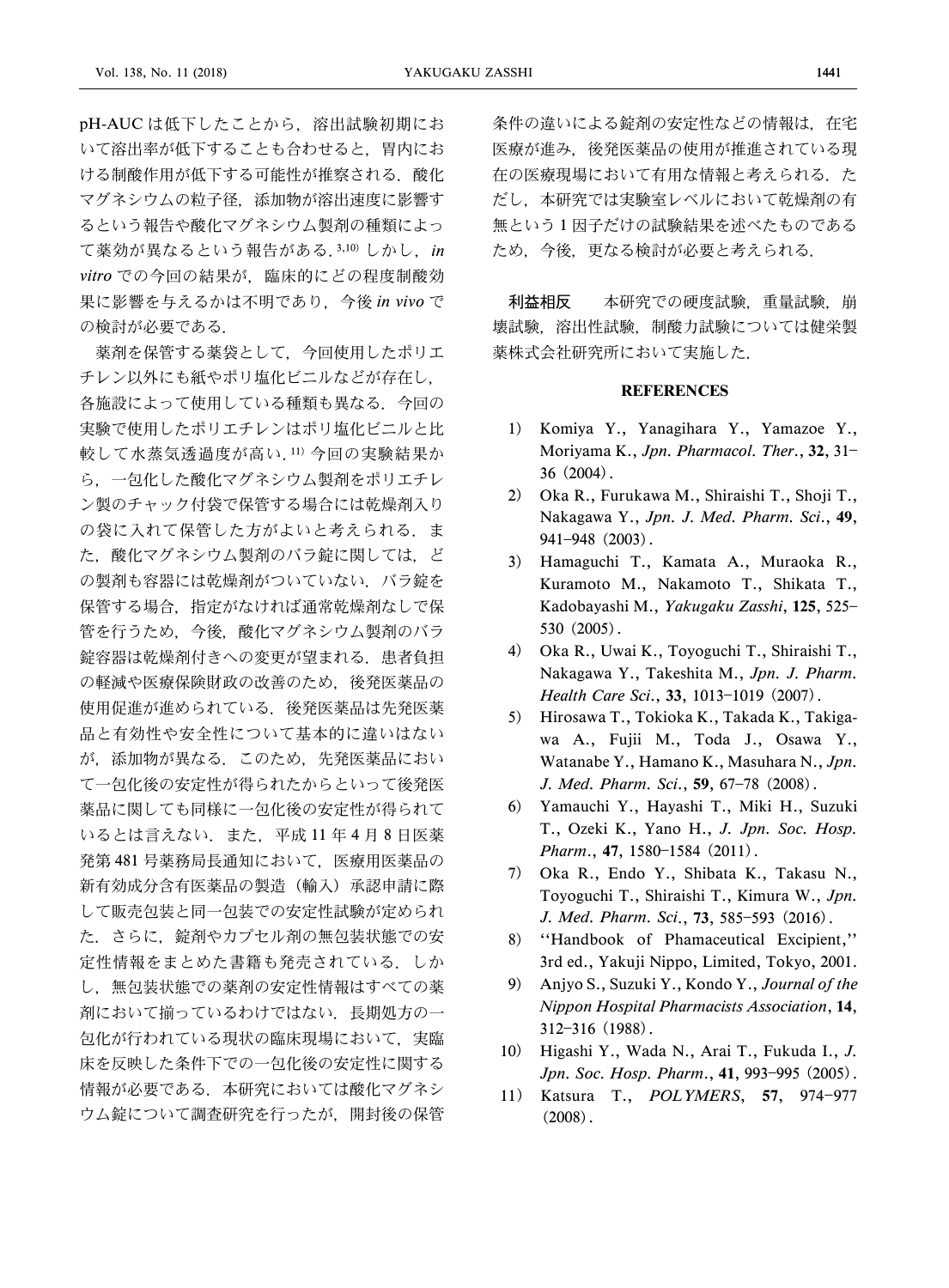pH-AUC は低下したことから，溶出試験初期において溶出率が低下することも合わせると，胃内における制酸作用が低下する可能性が推察される．酸化マグネシウムの粒子径，添加物が溶出速度に影響するという報告や酸化マグネシウム製剤の種類によって薬効が異なるという報告がある．[3,10] しかし，*in vitro* での今回の結果が，臨床的にどの程度制酸効果に影響を与えるかは不明であり，今後 *in vivo* での検討が必要である．

薬剤を保管する薬袋として，今回使用したポリエチレン以外にも紙やポリ塩化ビニルなどが存在し，各施設によって使用している種類も異なる．今回の実験で使用したポリエチレンはポリ塩化ビニルと比較して水蒸気透過度が高い．[11] 今回の実験結果から，一包化した酸化マグネシウム製剤をポリエチレン製のチャック付袋で保管する場合には乾燥剤入りの袋に入れて保管した方がよいと考えられる．また，酸化マグネシウム製剤のバラ錠に関しては，どの製剤も容器には乾燥剤がついていない．バラ錠を保管する場合，指定がなければ通常乾燥剤なしで保管を行うため，今後，酸化マグネシウム製剤のバラ錠容器は乾燥剤付きへの変更が望まれる．患者負担の軽減や医療保険財政の改善のため，後発医薬品の使用促進が進められている．後発医薬品は先発医薬品と有効性や安全性について基本的に違いはないが，添加物が異なる．このため，先発医薬品において一包化後の安定性が得られたからといって後発医薬品に関しても同様に一包化後の安定性が得られているとは言えない．また，平成 11 年 4 月 8 日医薬発第 481 号薬務局長通知において，医療用医薬品の新有効成分含有医薬品の製造（輸入）承認申請に際して販売包装と同一包装での安定性試験が定められた．さらに，錠剤やカプセル剤の無包装状態での安定性情報をまとめた書籍も発売されている．しかし，無包装状態での薬剤の安定性情報はすべての薬剤において揃っているわけではない．長期処方の一包化が行われている現状の臨床現場において，実臨床を反映した条件下での一包化後の安定性に関する情報が必要である．本研究においては酸化マグネシウム錠について調査研究を行ったが，開封後の保管条件の違いによる錠剤の安定性などの情報は，在宅医療が進み，後発医薬品の使用が推進されている現在の医療現場において有用な情報と考えられる．ただし，本研究では実験室レベルにおいて乾燥剤の有無という 1 因子だけの試験結果を述べたものであるため，今後，更なる検討が必要と考えられる．

**利益相反**　本研究での硬度試験，重量試験，崩壊試験，溶出性試験，制酸力試験については健栄製薬株式会社研究所において実施した．

## REFERENCES

1) Komiya Y., Yanagihara Y., Yamazoe Y., Moriyama K., *Jpn. Pharmacol. Ther.*, **32**, 31–36 (2004).
2) Oka R., Furukawa M., Shiraishi T., Shoji T., Nakagawa Y., *Jpn. J. Med. Pharm. Sci.*, **49**, 941–948 (2003).
3) Hamaguchi T., Kamata A., Muraoka R., Kuramoto M., Nakamoto T., Shikata T., Kadobayashi M., *Yakugaku Zasshi*, **125**, 525–530 (2005).
4) Oka R., Uwai K., Toyoguchi T., Shiraishi T., Nakagawa Y., Takeshita M., *Jpn. J. Pharm. Health Care Sci.*, **33**, 1013–1019 (2007).
5) Hirosawa T., Tokioka K., Takada K., Takigawa A., Fujii M., Toda J., Osawa Y., Watanabe Y., Hamano K., Masuhara N., *Jpn. J. Med. Pharm. Sci.*, **59**, 67–78 (2008).
6) Yamauchi Y., Hayashi T., Miki H., Suzuki T., Ozeki K., Yano H., *J. Jpn. Soc. Hosp. Pharm.*, **47**, 1580–1584 (2011).
7) Oka R., Endo Y., Shibata K., Takasu N., Toyoguchi T., Shiraishi T., Kimura W., *Jpn. J. Med. Pharm. Sci.*, **73**, 585–593 (2016).
8) ''Handbook of Phamaceutical Excipient,'' 3rd ed., Yakuji Nippo, Limited, Tokyo, 2001.
9) Anjyo S., Suzuki Y., Kondo Y., *Journal of the Nippon Hospital Pharmacists Association*, **14**, 312–316 (1988).
10) Higashi Y., Wada N., Arai T., Fukuda I., *J. Jpn. Soc. Hosp. Pharm.*, **41**, 993–995 (2005).
11) Katsura T., *POLYMERS*, **57**, 974–977 (2008).